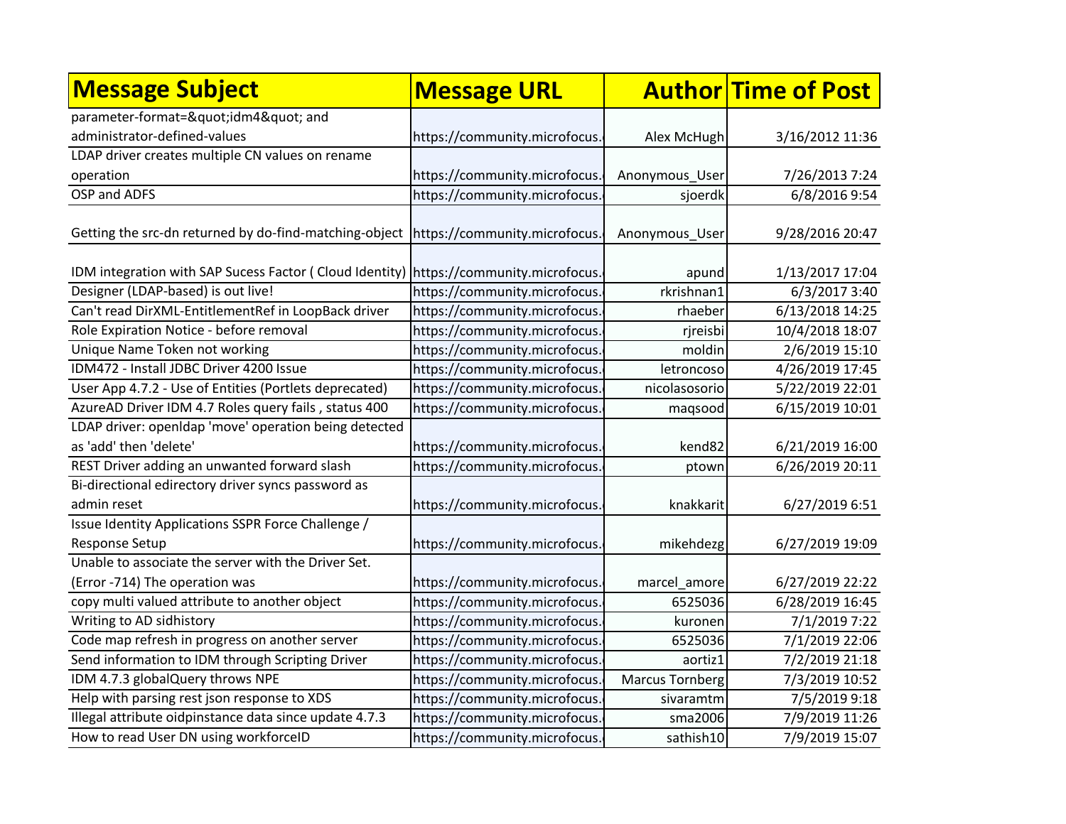| Message Subject | Message URL | Author | Time of Post |
|---|---|---|---|
| parameter-format=&quot;idm4&quot; and administrator-defined-values | https://community.microfocus. | Alex McHugh | 3/16/2012 11:36 |
| LDAP driver creates multiple CN values on rename operation | https://community.microfocus. | Anonymous_User | 7/26/2013 7:24 |
| OSP and ADFS | https://community.microfocus. | sjoerdk | 6/8/2016 9:54 |
| Getting the src-dn returned by do-find-matching-object | https://community.microfocus. | Anonymous_User | 9/28/2016 20:47 |
| IDM integration with SAP Sucess Factor ( Cloud Identity) | https://community.microfocus. | apund | 1/13/2017 17:04 |
| Designer (LDAP-based) is out live! | https://community.microfocus. | rkrishnan1 | 6/3/2017 3:40 |
| Can't read DirXML-EntitlementRef in LoopBack driver | https://community.microfocus. | rhaeber | 6/13/2018 14:25 |
| Role Expiration Notice - before removal | https://community.microfocus. | rjreisbi | 10/4/2018 18:07 |
| Unique Name Token not working | https://community.microfocus. | moldin | 2/6/2019 15:10 |
| IDM472 - Install JDBC Driver 4200 Issue | https://community.microfocus. | letroncoso | 4/26/2019 17:45 |
| User App 4.7.2 - Use of Entities (Portlets deprecated) | https://community.microfocus. | nicolasosorio | 5/22/2019 22:01 |
| AzureAD Driver IDM 4.7 Roles query fails , status 400 | https://community.microfocus. | maqsood | 6/15/2019 10:01 |
| LDAP driver: openldap 'move' operation being detected as 'add' then 'delete' | https://community.microfocus. | kend82 | 6/21/2019 16:00 |
| REST Driver adding an unwanted forward slash | https://community.microfocus. | ptown | 6/26/2019 20:11 |
| Bi-directional edirectory driver syncs password as admin reset | https://community.microfocus. | knakkarit | 6/27/2019 6:51 |
| Issue Identity Applications SSPR Force Challenge / Response Setup | https://community.microfocus. | mikehdezg | 6/27/2019 19:09 |
| Unable to associate the server with the Driver Set. (Error -714) The operation was | https://community.microfocus. | marcel_amore | 6/27/2019 22:22 |
| copy multi valued attribute to another object | https://community.microfocus. | 6525036 | 6/28/2019 16:45 |
| Writing to AD sidhistory | https://community.microfocus. | kuronen | 7/1/2019 7:22 |
| Code map refresh in progress on another server | https://community.microfocus. | 6525036 | 7/1/2019 22:06 |
| Send information to IDM through Scripting Driver | https://community.microfocus. | aortiz1 | 7/2/2019 21:18 |
| IDM 4.7.3 globalQuery throws NPE | https://community.microfocus. | Marcus Tornberg | 7/3/2019 10:52 |
| Help with parsing rest json response to XDS | https://community.microfocus. | sivaramtm | 7/5/2019 9:18 |
| Illegal attribute oidpinstance data since update 4.7.3 | https://community.microfocus. | sma2006 | 7/9/2019 11:26 |
| How to read User DN using workforceID | https://community.microfocus. | sathish10 | 7/9/2019 15:07 |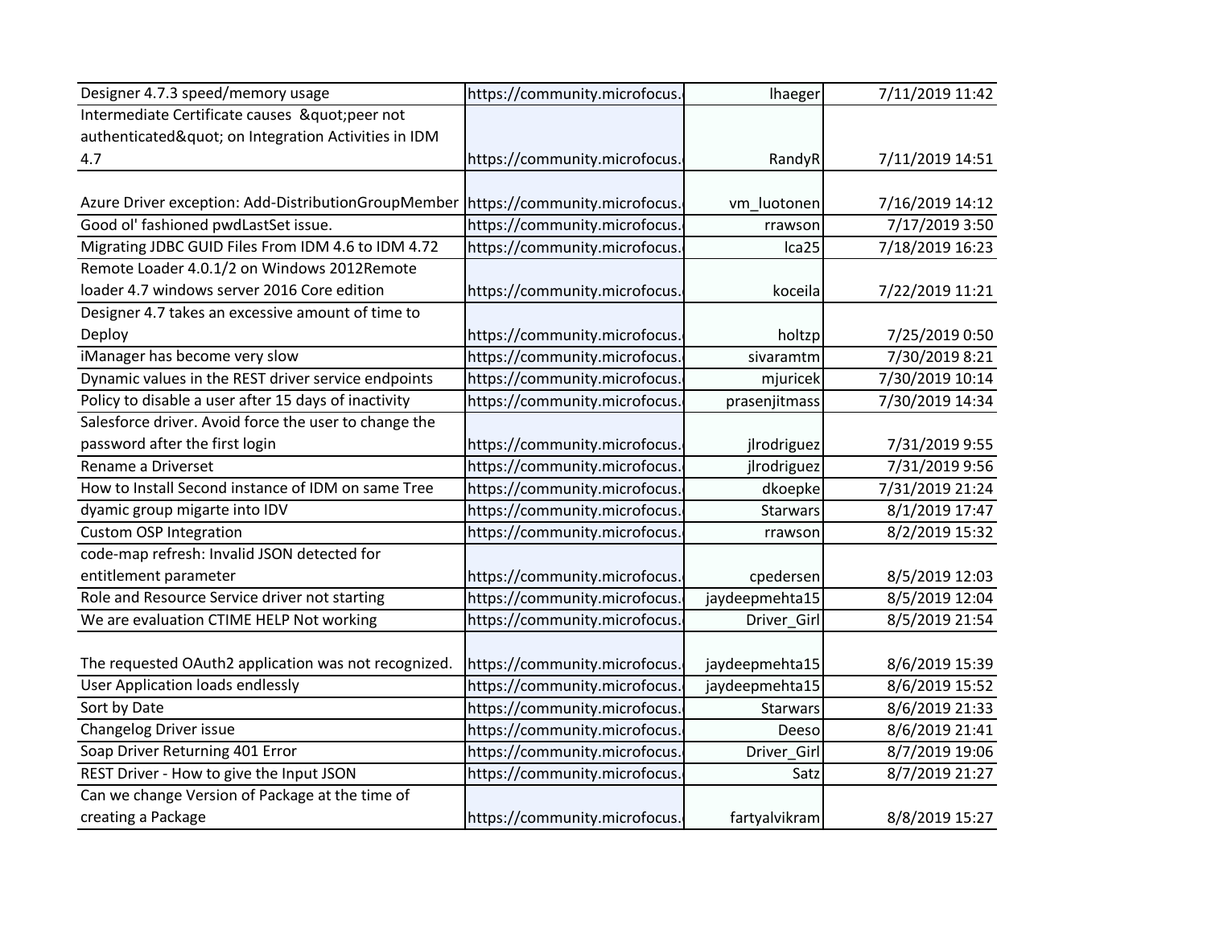| | | | |
|---|---|---|---|
| Designer 4.7.3 speed/memory usage | https://community.microfocus. | lhaeger | 7/11/2019 11:42 |
| Intermediate Certificate causes &quot;peer not authenticated&quot; on Integration Activities in IDM 4.7 | https://community.microfocus. | RandyR | 7/11/2019 14:51 |
| Azure Driver exception: Add-DistributionGroupMember | https://community.microfocus. | vm_luotonen | 7/16/2019 14:12 |
| Good ol' fashioned pwdLastSet issue. | https://community.microfocus. | rrawson | 7/17/2019 3:50 |
| Migrating JDBC GUID Files From IDM 4.6 to IDM 4.72 | https://community.microfocus. | lca25 | 7/18/2019 16:23 |
| Remote Loader 4.0.1/2 on Windows 2012Remote loader 4.7 windows server 2016 Core edition | https://community.microfocus. | koceila | 7/22/2019 11:21 |
| Designer 4.7 takes an excessive amount of time to Deploy | https://community.microfocus. | holtzp | 7/25/2019 0:50 |
| iManager has become very slow | https://community.microfocus. | sivaramtm | 7/30/2019 8:21 |
| Dynamic values in the REST driver service endpoints | https://community.microfocus. | mjuricek | 7/30/2019 10:14 |
| Policy to disable a user after 15 days of inactivity | https://community.microfocus. | prasenjitmass | 7/30/2019 14:34 |
| Salesforce driver. Avoid force the user to change the password after the first login | https://community.microfocus. | jlrodriguez | 7/31/2019 9:55 |
| Rename a Driverset | https://community.microfocus. | jlrodriguez | 7/31/2019 9:56 |
| How to Install Second instance of IDM on same Tree | https://community.microfocus. | dkoepke | 7/31/2019 21:24 |
| dyamic group migarte into IDV | https://community.microfocus. | Starwars | 8/1/2019 17:47 |
| Custom OSP Integration | https://community.microfocus. | rrawson | 8/2/2019 15:32 |
| code-map refresh: Invalid JSON detected for entitlement parameter | https://community.microfocus. | cpedersen | 8/5/2019 12:03 |
| Role and Resource Service driver not starting | https://community.microfocus. | jaydeepmehta15 | 8/5/2019 12:04 |
| We are evaluation CTIME HELP Not working | https://community.microfocus. | Driver_Girl | 8/5/2019 21:54 |
| The requested OAuth2 application was not recognized. | https://community.microfocus. | jaydeepmehta15 | 8/6/2019 15:39 |
| User Application loads endlessly | https://community.microfocus. | jaydeepmehta15 | 8/6/2019 15:52 |
| Sort by Date | https://community.microfocus. | Starwars | 8/6/2019 21:33 |
| Changelog Driver issue | https://community.microfocus. | Deeso | 8/6/2019 21:41 |
| Soap Driver Returning 401 Error | https://community.microfocus. | Driver_Girl | 8/7/2019 19:06 |
| REST Driver - How to give the Input JSON | https://community.microfocus. | Satz | 8/7/2019 21:27 |
| Can we change Version of Package at the time of creating a Package | https://community.microfocus. | fartyalvikram | 8/8/2019 15:27 |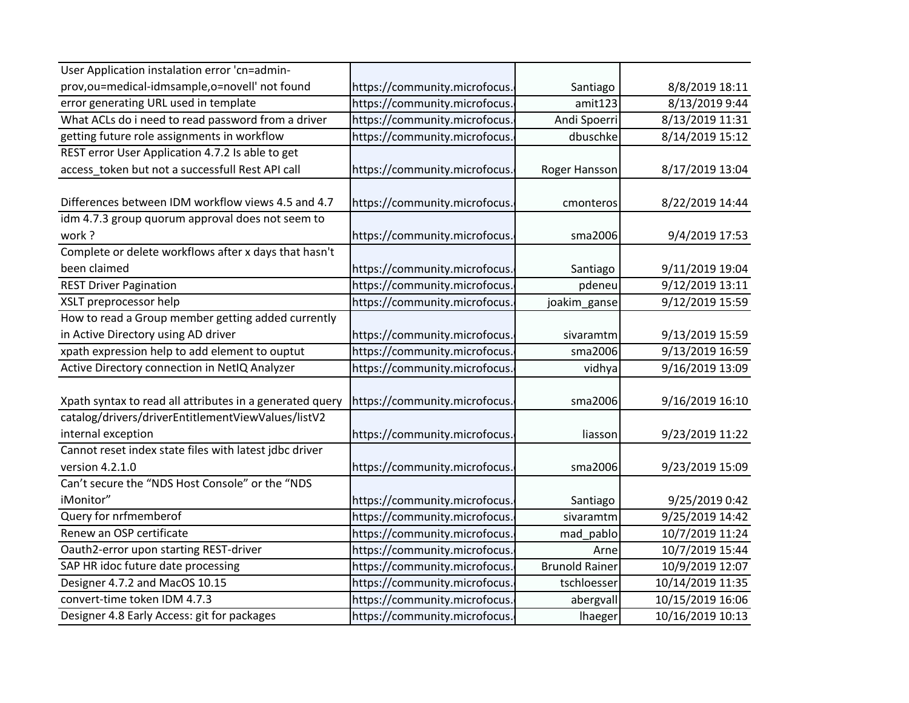| | | | |
|---|---|---|---|
| User Application instalation error 'cn=admin-prov,ou=medical-idmsample,o=novell' not found | https://community.microfocus. | Santiago | 8/8/2019 18:11 |
| error generating URL used in template | https://community.microfocus. | amit123 | 8/13/2019 9:44 |
| What ACLs do i need to read password from a driver | https://community.microfocus. | Andi Spoerri | 8/13/2019 11:31 |
| getting future role assignments in workflow | https://community.microfocus. | dbuschke | 8/14/2019 15:12 |
| REST error User Application 4.7.2 Is able to get access_token but not a successfull Rest API call | https://community.microfocus. | Roger Hansson | 8/17/2019 13:04 |
| Differences between IDM workflow views 4.5 and 4.7 | https://community.microfocus. | cmonteros | 8/22/2019 14:44 |
| idm 4.7.3 group quorum approval does not seem to work ? | https://community.microfocus. | sma2006 | 9/4/2019 17:53 |
| Complete or delete workflows after x days that hasn't been claimed | https://community.microfocus. | Santiago | 9/11/2019 19:04 |
| REST Driver Pagination | https://community.microfocus. | pdeneu | 9/12/2019 13:11 |
| XSLT preprocessor help | https://community.microfocus. | joakim_ganse | 9/12/2019 15:59 |
| How to read a Group member getting added currently in Active Directory using AD driver | https://community.microfocus. | sivaramtm | 9/13/2019 15:59 |
| xpath expression help to add element to ouptut | https://community.microfocus. | sma2006 | 9/13/2019 16:59 |
| Active Directory connection in NetIQ Analyzer | https://community.microfocus. | vidhya | 9/16/2019 13:09 |
| Xpath syntax to read all attributes in a generated query | https://community.microfocus. | sma2006 | 9/16/2019 16:10 |
| catalog/drivers/driverEntitlementViewValues/listV2 internal exception | https://community.microfocus. | liasson | 9/23/2019 11:22 |
| Cannot reset index state files with latest jdbc driver version 4.2.1.0 | https://community.microfocus. | sma2006 | 9/23/2019 15:09 |
| Can't secure the "NDS Host Console" or the "NDS iMonitor" | https://community.microfocus. | Santiago | 9/25/2019 0:42 |
| Query for nrfmemberof | https://community.microfocus. | sivaramtm | 9/25/2019 14:42 |
| Renew an OSP certificate | https://community.microfocus. | mad_pablo | 10/7/2019 11:24 |
| Oauth2-error upon starting REST-driver | https://community.microfocus. | Arne | 10/7/2019 15:44 |
| SAP HR idoc future date processing | https://community.microfocus. | Brunold Rainer | 10/9/2019 12:07 |
| Designer 4.7.2 and MacOS 10.15 | https://community.microfocus. | tschloesser | 10/14/2019 11:35 |
| convert-time token IDM 4.7.3 | https://community.microfocus. | abergvall | 10/15/2019 16:06 |
| Designer 4.8 Early Access: git for packages | https://community.microfocus. | lhaeger | 10/16/2019 10:13 |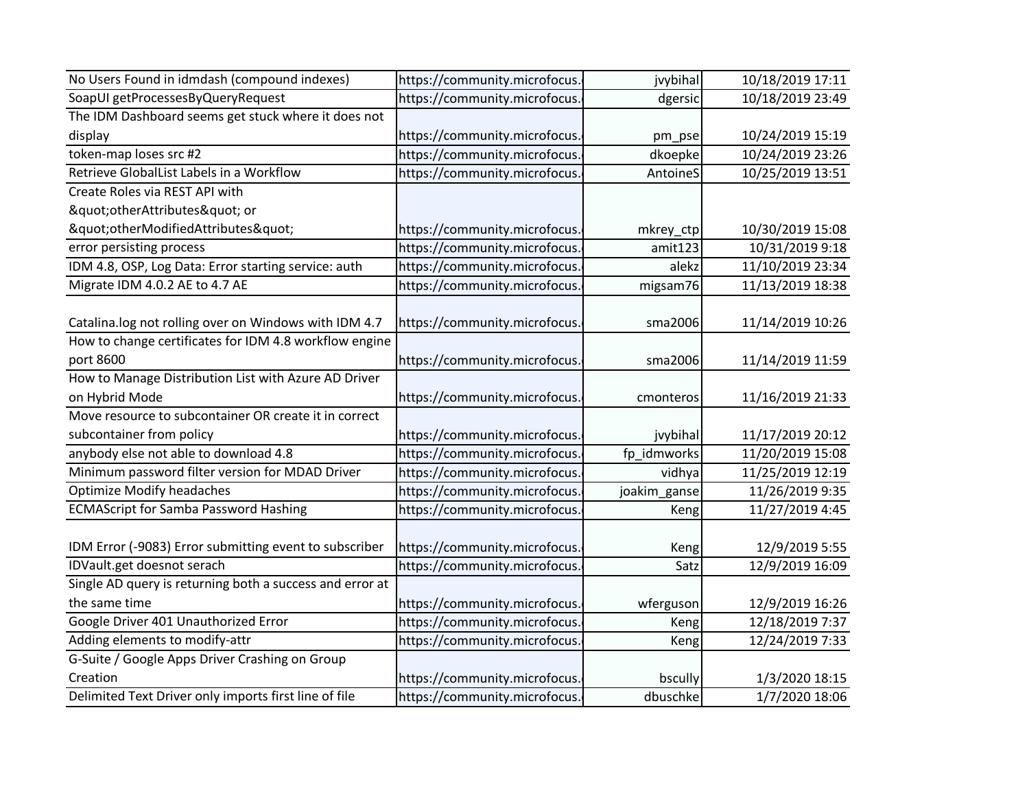| | | | |
|---|---|---|---|
| No Users Found in idmdash (compound indexes) | https://community.microfocus. | jvybihal | 10/18/2019 17:11 |
| SoapUI getProcessesByQueryRequest | https://community.microfocus. | dgersic | 10/18/2019 23:49 |
| The IDM Dashboard seems get stuck where it does not display | https://community.microfocus. | pm_pse | 10/24/2019 15:19 |
| token-map loses src #2 | https://community.microfocus. | dkoepke | 10/24/2019 23:26 |
| Retrieve GlobalList Labels in a Workflow | https://community.microfocus. | AntoineS | 10/25/2019 13:51 |
| Create Roles via REST API with &quot;otherAttributes&quot; or &quot;otherModifiedAttributes&quot; | https://community.microfocus. | mkrey_ctp | 10/30/2019 15:08 |
| error persisting process | https://community.microfocus. | amit123 | 10/31/2019 9:18 |
| IDM 4.8, OSP, Log Data: Error starting service: auth | https://community.microfocus. | alekz | 11/10/2019 23:34 |
| Migrate IDM 4.0.2 AE to 4.7 AE | https://community.microfocus. | migsam76 | 11/13/2019 18:38 |
| Catalina.log not rolling over on Windows with IDM 4.7 | https://community.microfocus. | sma2006 | 11/14/2019 10:26 |
| How to change certificates for IDM 4.8 workflow engine port 8600 | https://community.microfocus. | sma2006 | 11/14/2019 11:59 |
| How to Manage Distribution List with Azure AD Driver on Hybrid Mode | https://community.microfocus. | cmonteros | 11/16/2019 21:33 |
| Move resource to subcontainer OR create it in correct subcontainer from policy | https://community.microfocus. | jvybihal | 11/17/2019 20:12 |
| anybody else not able to download 4.8 | https://community.microfocus. | fp_idmworks | 11/20/2019 15:08 |
| Minimum password filter version for MDAD Driver | https://community.microfocus. | vidhya | 11/25/2019 12:19 |
| Optimize Modify headaches | https://community.microfocus. | joakim_ganse | 11/26/2019 9:35 |
| ECMAScript for Samba Password Hashing | https://community.microfocus. | Keng | 11/27/2019 4:45 |
| IDM Error (-9083) Error submitting event to subscriber | https://community.microfocus. | Keng | 12/9/2019 5:55 |
| IDVault.get doesnot serach | https://community.microfocus. | Satz | 12/9/2019 16:09 |
| Single AD query is returning both a success and error at the same time | https://community.microfocus. | wferguson | 12/9/2019 16:26 |
| Google Driver 401 Unauthorized Error | https://community.microfocus. | Keng | 12/18/2019 7:37 |
| Adding elements to modify-attr | https://community.microfocus. | Keng | 12/24/2019 7:33 |
| G-Suite / Google Apps Driver Crashing on Group Creation | https://community.microfocus. | bscully | 1/3/2020 18:15 |
| Delimited Text Driver only imports first line of file | https://community.microfocus. | dbuschke | 1/7/2020 18:06 |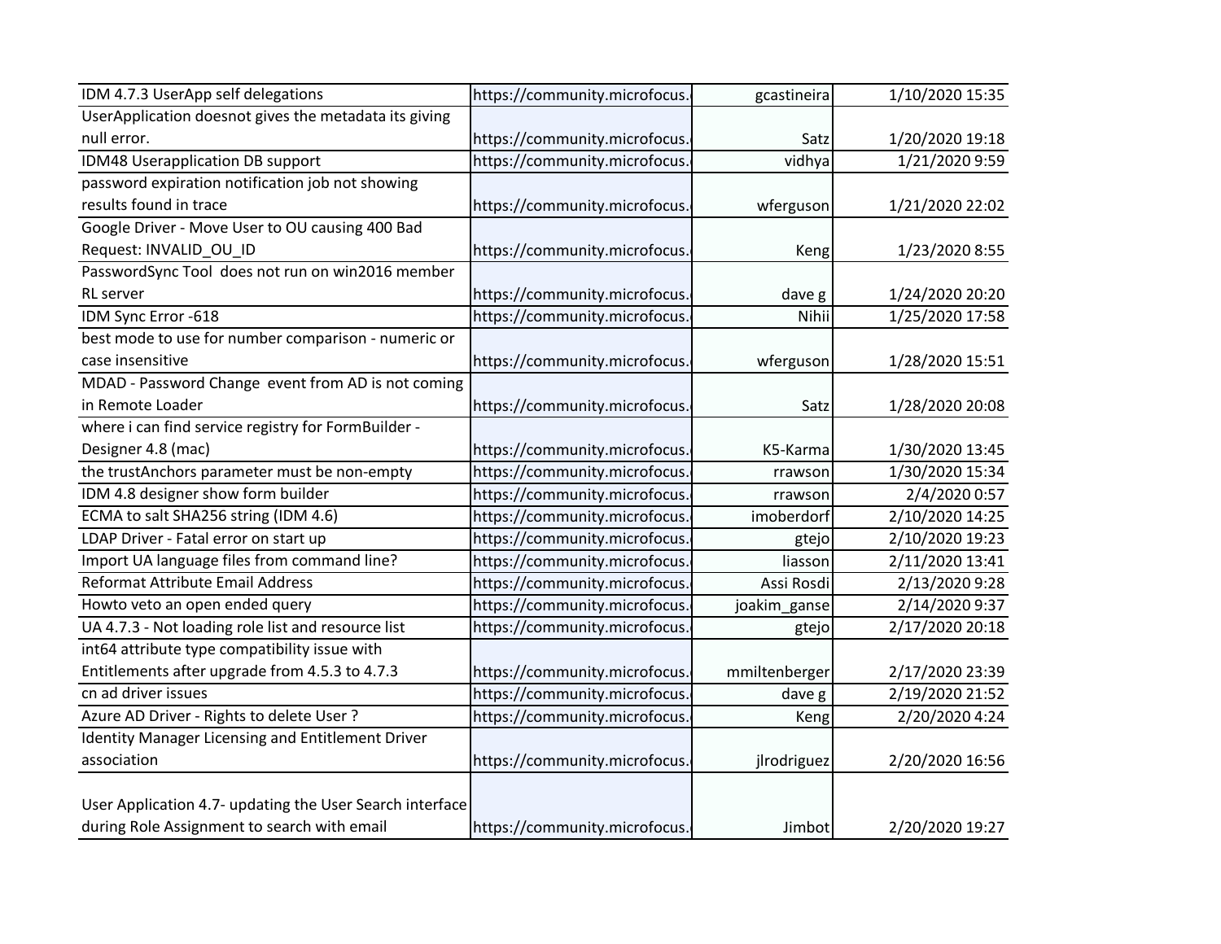| | | | |
|---|---|---|---|
| IDM 4.7.3 UserApp self delegations | https://community.microfocus. | gcastineira | 1/10/2020 15:35 |
| UserApplication doesnot gives the metadata its giving null error. | https://community.microfocus. | Satz | 1/20/2020 19:18 |
| IDM48 Userapplication DB support | https://community.microfocus. | vidhya | 1/21/2020 9:59 |
| password expiration notification job not showing results found in trace | https://community.microfocus. | wferguson | 1/21/2020 22:02 |
| Google Driver - Move User to OU causing 400 Bad Request: INVALID_OU_ID | https://community.microfocus. | Keng | 1/23/2020 8:55 |
| PasswordSync Tool does not run on win2016 member RL server | https://community.microfocus. | dave g | 1/24/2020 20:20 |
| IDM Sync Error -618 | https://community.microfocus. | Nihii | 1/25/2020 17:58 |
| best mode to use for number comparison - numeric or case insensitive | https://community.microfocus. | wferguson | 1/28/2020 15:51 |
| MDAD - Password Change event from AD is not coming in Remote Loader | https://community.microfocus. | Satz | 1/28/2020 20:08 |
| where i can find service registry for FormBuilder - Designer 4.8 (mac) | https://community.microfocus. | K5-Karma | 1/30/2020 13:45 |
| the trustAnchors parameter must be non-empty | https://community.microfocus. | rrawson | 1/30/2020 15:34 |
| IDM 4.8 designer show form builder | https://community.microfocus. | rrawson | 2/4/2020 0:57 |
| ECMA to salt SHA256 string (IDM 4.6) | https://community.microfocus. | imoberdorf | 2/10/2020 14:25 |
| LDAP Driver - Fatal error on start up | https://community.microfocus. | gtejo | 2/10/2020 19:23 |
| Import UA language files from command line? | https://community.microfocus. | liasson | 2/11/2020 13:41 |
| Reformat Attribute Email Address | https://community.microfocus. | Assi Rosdi | 2/13/2020 9:28 |
| Howto veto an open ended query | https://community.microfocus. | joakim_ganse | 2/14/2020 9:37 |
| UA 4.7.3 - Not loading role list and resource list | https://community.microfocus. | gtejo | 2/17/2020 20:18 |
| int64 attribute type compatibility issue with Entitlements after upgrade from 4.5.3 to 4.7.3 | https://community.microfocus. | mmiltenberger | 2/17/2020 23:39 |
| cn ad driver issues | https://community.microfocus. | dave g | 2/19/2020 21:52 |
| Azure AD Driver - Rights to delete User ? | https://community.microfocus. | Keng | 2/20/2020 4:24 |
| Identity Manager Licensing and Entitlement Driver association | https://community.microfocus. | jlrodriguez | 2/20/2020 16:56 |
| User Application 4.7- updating the User Search interface during Role Assignment to search with email | https://community.microfocus. | Jimbot | 2/20/2020 19:27 |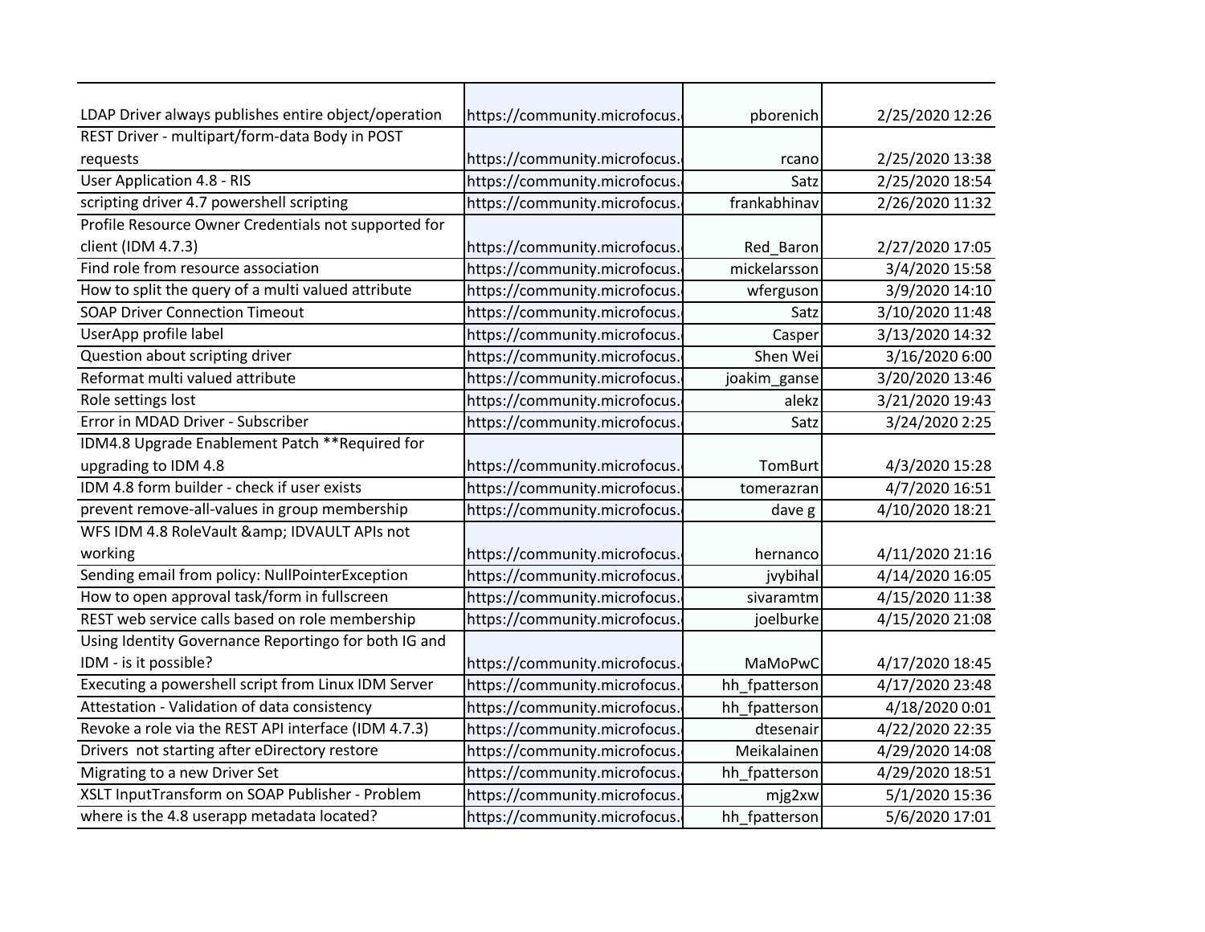| | | | |
|---|---|---|---|
| LDAP Driver always publishes entire object/operation | https://community.microfocus. | pborenich | 2/25/2020 12:26 |
| REST Driver - multipart/form-data Body in POST requests | https://community.microfocus. | rcano | 2/25/2020 13:38 |
| User Application 4.8 - RIS | https://community.microfocus. | Satz | 2/25/2020 18:54 |
| scripting driver 4.7 powershell scripting | https://community.microfocus. | frankabhinav | 2/26/2020 11:32 |
| Profile Resource Owner Credentials not supported for client (IDM 4.7.3) | https://community.microfocus. | Red_Baron | 2/27/2020 17:05 |
| Find role from resource association | https://community.microfocus. | mickelarsson | 3/4/2020 15:58 |
| How to split the query of a multi valued attribute | https://community.microfocus. | wferguson | 3/9/2020 14:10 |
| SOAP Driver Connection Timeout | https://community.microfocus. | Satz | 3/10/2020 11:48 |
| UserApp profile label | https://community.microfocus. | Casper | 3/13/2020 14:32 |
| Question about scripting driver | https://community.microfocus. | Shen Wei | 3/16/2020 6:00 |
| Reformat multi valued attribute | https://community.microfocus. | joakim_ganse | 3/20/2020 13:46 |
| Role settings lost | https://community.microfocus. | alekz | 3/21/2020 19:43 |
| Error in MDAD Driver - Subscriber | https://community.microfocus. | Satz | 3/24/2020 2:25 |
| IDM4.8 Upgrade Enablement Patch **Required for upgrading to IDM 4.8 | https://community.microfocus. | TomBurt | 4/3/2020 15:28 |
| IDM 4.8 form builder - check if user exists | https://community.microfocus. | tomerazran | 4/7/2020 16:51 |
| prevent remove-all-values in group membership | https://community.microfocus. | dave g | 4/10/2020 18:21 |
| WFS IDM 4.8 RoleVault &amp; IDVAULT APIs not working | https://community.microfocus. | hernanco | 4/11/2020 21:16 |
| Sending email from policy: NullPointerException | https://community.microfocus. | jvybihal | 4/14/2020 16:05 |
| How to open approval task/form in fullscreen | https://community.microfocus. | sivaramtm | 4/15/2020 11:38 |
| REST web service calls based on role membership | https://community.microfocus. | joelburke | 4/15/2020 21:08 |
| Using Identity Governance Reportingo for both IG and IDM - is it possible? | https://community.microfocus. | MaMoPwC | 4/17/2020 18:45 |
| Executing a powershell script from Linux IDM Server | https://community.microfocus. | hh_fpatterson | 4/17/2020 23:48 |
| Attestation - Validation of data consistency | https://community.microfocus. | hh_fpatterson | 4/18/2020 0:01 |
| Revoke a role via the REST API interface (IDM 4.7.3) | https://community.microfocus. | dtesenair | 4/22/2020 22:35 |
| Drivers  not starting after eDirectory restore | https://community.microfocus. | Meikalainen | 4/29/2020 14:08 |
| Migrating to a new Driver Set | https://community.microfocus. | hh_fpatterson | 4/29/2020 18:51 |
| XSLT InputTransform on SOAP Publisher - Problem | https://community.microfocus. | mjg2xw | 5/1/2020 15:36 |
| where is the 4.8 userapp metadata located? | https://community.microfocus. | hh_fpatterson | 5/6/2020 17:01 |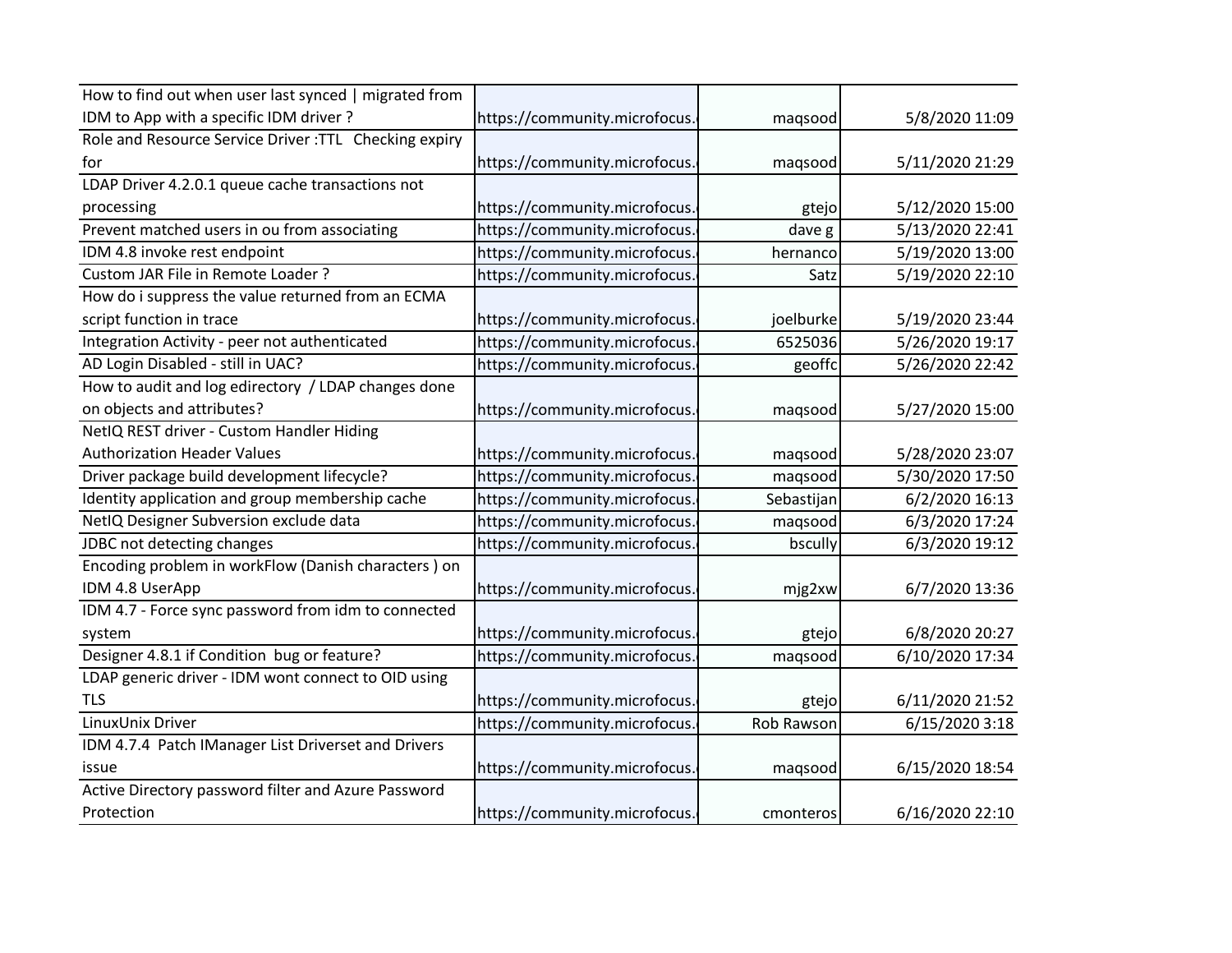| | | | |
|---|---|---|---|
| How to find out when user last synced \| migrated from IDM to App with a specific IDM driver ? | https://community.microfocus. | maqsood | 5/8/2020 11:09 |
| Role and Resource Service Driver :TTL   Checking expiry for | https://community.microfocus. | maqsood | 5/11/2020 21:29 |
| LDAP Driver 4.2.0.1 queue cache transactions not processing | https://community.microfocus. | gtejo | 5/12/2020 15:00 |
| Prevent matched users in ou from associating | https://community.microfocus. | dave g | 5/13/2020 22:41 |
| IDM 4.8 invoke rest endpoint | https://community.microfocus. | hernanco | 5/19/2020 13:00 |
| Custom JAR File in Remote Loader ? | https://community.microfocus. | Satz | 5/19/2020 22:10 |
| How do i suppress the value returned from an ECMA script function in trace | https://community.microfocus. | joelburke | 5/19/2020 23:44 |
| Integration Activity - peer not authenticated | https://community.microfocus. | 6525036 | 5/26/2020 19:17 |
| AD Login Disabled - still in UAC? | https://community.microfocus. | geoffc | 5/26/2020 22:42 |
| How to audit and log edirectory  / LDAP changes done on objects and attributes? | https://community.microfocus. | maqsood | 5/27/2020 15:00 |
| NetIQ REST driver - Custom Handler Hiding Authorization Header Values | https://community.microfocus. | maqsood | 5/28/2020 23:07 |
| Driver package build development lifecycle? | https://community.microfocus. | maqsood | 5/30/2020 17:50 |
| Identity application and group membership cache | https://community.microfocus. | Sebastijan | 6/2/2020 16:13 |
| NetIQ Designer Subversion exclude data | https://community.microfocus. | maqsood | 6/3/2020 17:24 |
| JDBC not detecting changes | https://community.microfocus. | bscully | 6/3/2020 19:12 |
| Encoding problem in workFlow (Danish characters ) on IDM 4.8 UserApp | https://community.microfocus. | mjg2xw | 6/7/2020 13:36 |
| IDM 4.7 - Force sync password from idm to connected system | https://community.microfocus. | gtejo | 6/8/2020 20:27 |
| Designer 4.8.1 if Condition  bug or feature? | https://community.microfocus. | maqsood | 6/10/2020 17:34 |
| LDAP generic driver - IDM wont connect to OID using TLS | https://community.microfocus. | gtejo | 6/11/2020 21:52 |
| LinuxUnix Driver | https://community.microfocus. | Rob Rawson | 6/15/2020 3:18 |
| IDM 4.7.4  Patch IManager List Driverset and Drivers issue | https://community.microfocus. | maqsood | 6/15/2020 18:54 |
| Active Directory password filter and Azure Password Protection | https://community.microfocus. | cmonteros | 6/16/2020 22:10 |